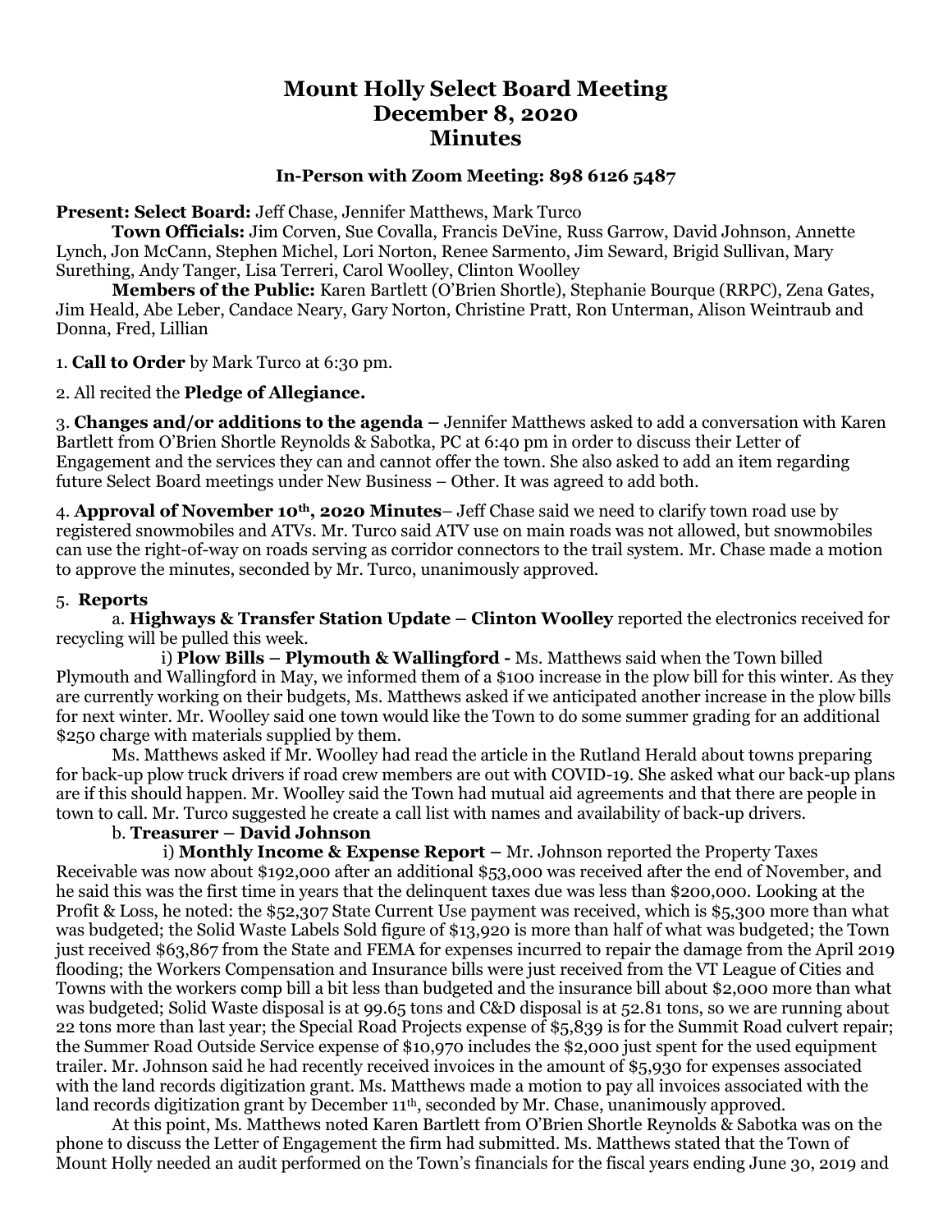# Mount Holly Select Board Meeting
# December 8, 2020
# Minutes

### In-Person with Zoom Meeting: 898 6126 5487

**Present: Select Board:** Jeff Chase, Jennifer Matthews, Mark Turco

**Town Officials:** Jim Corven, Sue Covalla, Francis DeVine, Russ Garrow, David Johnson, Annette Lynch, Jon McCann, Stephen Michel, Lori Norton, Renee Sarmento, Jim Seward, Brigid Sullivan, Mary Surething, Andy Tanger, Lisa Terreri, Carol Woolley, Clinton Woolley

**Members of the Public:** Karen Bartlett (O'Brien Shortle), Stephanie Bourque (RRPC), Zena Gates, Jim Heald, Abe Leber, Candace Neary, Gary Norton, Christine Pratt, Ron Unterman, Alison Weintraub and Donna, Fred, Lillian

1. **Call to Order** by Mark Turco at 6:30 pm.

2. All recited the **Pledge of Allegiance.**

3. **Changes and/or additions to the agenda** – Jennifer Matthews asked to add a conversation with Karen Bartlett from O'Brien Shortle Reynolds & Sabotka, PC at 6:40 pm in order to discuss their Letter of Engagement and the services they can and cannot offer the town. She also asked to add an item regarding future Select Board meetings under New Business – Other. It was agreed to add both.

4. **Approval of November 10th, 2020 Minutes**– Jeff Chase said we need to clarify town road use by registered snowmobiles and ATVs. Mr. Turco said ATV use on main roads was not allowed, but snowmobiles can use the right-of-way on roads serving as corridor connectors to the trail system. Mr. Chase made a motion to approve the minutes, seconded by Mr. Turco, unanimously approved.

5. **Reports**

a. **Highways & Transfer Station Update – Clinton Woolley** reported the electronics received for recycling will be pulled this week.

i) **Plow Bills – Plymouth & Wallingford -** Ms. Matthews said when the Town billed Plymouth and Wallingford in May, we informed them of a $100 increase in the plow bill for this winter. As they are currently working on their budgets, Ms. Matthews asked if we anticipated another increase in the plow bills for next winter. Mr. Woolley said one town would like the Town to do some summer grading for an additional $250 charge with materials supplied by them.

Ms. Matthews asked if Mr. Woolley had read the article in the Rutland Herald about towns preparing for back-up plow truck drivers if road crew members are out with COVID-19. She asked what our back-up plans are if this should happen. Mr. Woolley said the Town had mutual aid agreements and that there are people in town to call. Mr. Turco suggested he create a call list with names and availability of back-up drivers.

b. **Treasurer – David Johnson**

i) **Monthly Income & Expense Report –** Mr. Johnson reported the Property Taxes Receivable was now about $192,000 after an additional $53,000 was received after the end of November, and he said this was the first time in years that the delinquent taxes due was less than $200,000. Looking at the Profit & Loss, he noted: the $52,307 State Current Use payment was received, which is $5,300 more than what was budgeted; the Solid Waste Labels Sold figure of $13,920 is more than half of what was budgeted; the Town just received $63,867 from the State and FEMA for expenses incurred to repair the damage from the April 2019 flooding; the Workers Compensation and Insurance bills were just received from the VT League of Cities and Towns with the workers comp bill a bit less than budgeted and the insurance bill about $2,000 more than what was budgeted; Solid Waste disposal is at 99.65 tons and C&D disposal is at 52.81 tons, so we are running about 22 tons more than last year; the Special Road Projects expense of $5,839 is for the Summit Road culvert repair; the Summer Road Outside Service expense of $10,970 includes the $2,000 just spent for the used equipment trailer. Mr. Johnson said he had recently received invoices in the amount of $5,930 for expenses associated with the land records digitization grant. Ms. Matthews made a motion to pay all invoices associated with the land records digitization grant by December 11th, seconded by Mr. Chase, unanimously approved.

At this point, Ms. Matthews noted Karen Bartlett from O'Brien Shortle Reynolds & Sabotka was on the phone to discuss the Letter of Engagement the firm had submitted. Ms. Matthews stated that the Town of Mount Holly needed an audit performed on the Town's financials for the fiscal years ending June 30, 2019 and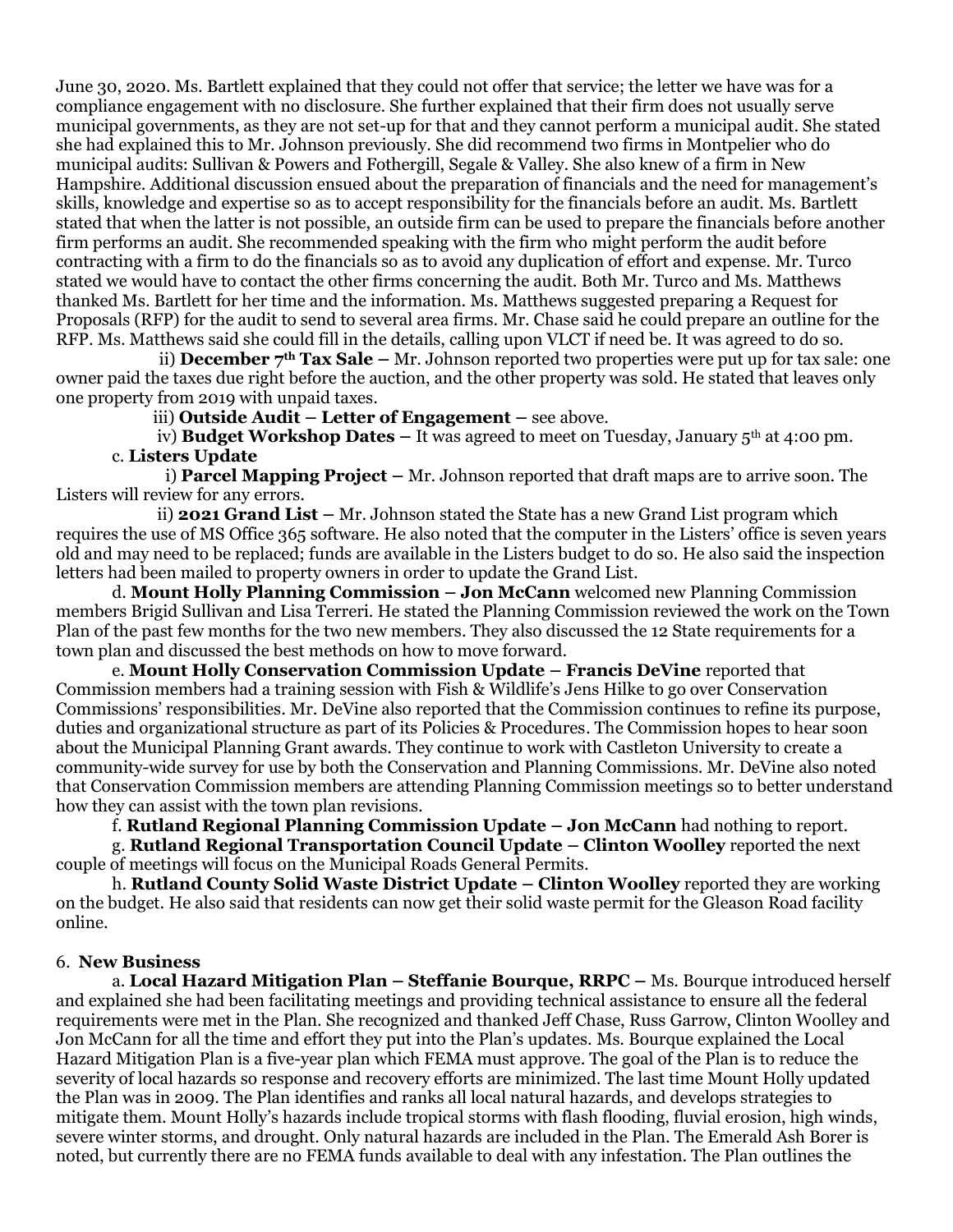June 30, 2020. Ms. Bartlett explained that they could not offer that service; the letter we have was for a compliance engagement with no disclosure. She further explained that their firm does not usually serve municipal governments, as they are not set-up for that and they cannot perform a municipal audit. She stated she had explained this to Mr. Johnson previously. She did recommend two firms in Montpelier who do municipal audits: Sullivan & Powers and Fothergill, Segale & Valley. She also knew of a firm in New Hampshire. Additional discussion ensued about the preparation of financials and the need for management's skills, knowledge and expertise so as to accept responsibility for the financials before an audit. Ms. Bartlett stated that when the latter is not possible, an outside firm can be used to prepare the financials before another firm performs an audit. She recommended speaking with the firm who might perform the audit before contracting with a firm to do the financials so as to avoid any duplication of effort and expense. Mr. Turco stated we would have to contact the other firms concerning the audit. Both Mr. Turco and Ms. Matthews thanked Ms. Bartlett for her time and the information. Ms. Matthews suggested preparing a Request for Proposals (RFP) for the audit to send to several area firms. Mr. Chase said he could prepare an outline for the RFP. Ms. Matthews said she could fill in the details, calling upon VLCT if need be. It was agreed to do so.

ii) **December 7th Tax Sale –** Mr. Johnson reported two properties were put up for tax sale: one owner paid the taxes due right before the auction, and the other property was sold. He stated that leaves only one property from 2019 with unpaid taxes.

iii) **Outside Audit – Letter of Engagement –** see above.

iv) **Budget Workshop Dates –** It was agreed to meet on Tuesday, January 5th at 4:00 pm.

c. **Listers Update**

i) **Parcel Mapping Project –** Mr. Johnson reported that draft maps are to arrive soon. The Listers will review for any errors.

ii) **2021 Grand List –** Mr. Johnson stated the State has a new Grand List program which requires the use of MS Office 365 software. He also noted that the computer in the Listers' office is seven years old and may need to be replaced; funds are available in the Listers budget to do so. He also said the inspection letters had been mailed to property owners in order to update the Grand List.

d. **Mount Holly Planning Commission – Jon McCann** welcomed new Planning Commission members Brigid Sullivan and Lisa Terreri. He stated the Planning Commission reviewed the work on the Town Plan of the past few months for the two new members. They also discussed the 12 State requirements for a town plan and discussed the best methods on how to move forward.

e. **Mount Holly Conservation Commission Update – Francis DeVine** reported that Commission members had a training session with Fish & Wildlife's Jens Hilke to go over Conservation Commissions' responsibilities. Mr. DeVine also reported that the Commission continues to refine its purpose, duties and organizational structure as part of its Policies & Procedures. The Commission hopes to hear soon about the Municipal Planning Grant awards. They continue to work with Castleton University to create a community-wide survey for use by both the Conservation and Planning Commissions. Mr. DeVine also noted that Conservation Commission members are attending Planning Commission meetings so to better understand how they can assist with the town plan revisions.

f. **Rutland Regional Planning Commission Update – Jon McCann** had nothing to report.

g. **Rutland Regional Transportation Council Update – Clinton Woolley** reported the next couple of meetings will focus on the Municipal Roads General Permits.

h. **Rutland County Solid Waste District Update – Clinton Woolley** reported they are working on the budget. He also said that residents can now get their solid waste permit for the Gleason Road facility online.

6. **New Business**

a. **Local Hazard Mitigation Plan – Steffanie Bourque, RRPC –** Ms. Bourque introduced herself and explained she had been facilitating meetings and providing technical assistance to ensure all the federal requirements were met in the Plan. She recognized and thanked Jeff Chase, Russ Garrow, Clinton Woolley and Jon McCann for all the time and effort they put into the Plan's updates. Ms. Bourque explained the Local Hazard Mitigation Plan is a five-year plan which FEMA must approve. The goal of the Plan is to reduce the severity of local hazards so response and recovery efforts are minimized. The last time Mount Holly updated the Plan was in 2009. The Plan identifies and ranks all local natural hazards, and develops strategies to mitigate them. Mount Holly's hazards include tropical storms with flash flooding, fluvial erosion, high winds, severe winter storms, and drought. Only natural hazards are included in the Plan. The Emerald Ash Borer is noted, but currently there are no FEMA funds available to deal with any infestation. The Plan outlines the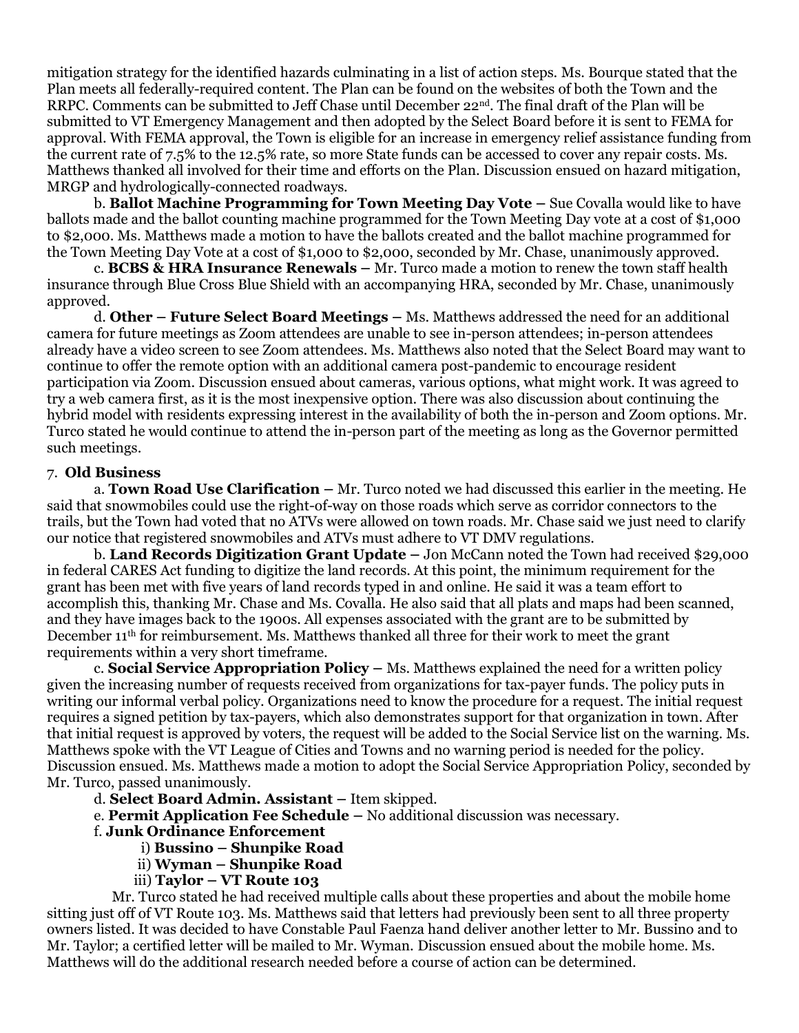mitigation strategy for the identified hazards culminating in a list of action steps. Ms. Bourque stated that the Plan meets all federally-required content. The Plan can be found on the websites of both the Town and the RRPC. Comments can be submitted to Jeff Chase until December 22nd. The final draft of the Plan will be submitted to VT Emergency Management and then adopted by the Select Board before it is sent to FEMA for approval. With FEMA approval, the Town is eligible for an increase in emergency relief assistance funding from the current rate of 7.5% to the 12.5% rate, so more State funds can be accessed to cover any repair costs. Ms. Matthews thanked all involved for their time and efforts on the Plan. Discussion ensued on hazard mitigation, MRGP and hydrologically-connected roadways.

b. **Ballot Machine Programming for Town Meeting Day Vote –** Sue Covalla would like to have ballots made and the ballot counting machine programmed for the Town Meeting Day vote at a cost of $1,000 to $2,000. Ms. Matthews made a motion to have the ballots created and the ballot machine programmed for the Town Meeting Day Vote at a cost of $1,000 to $2,000, seconded by Mr. Chase, unanimously approved.

c. **BCBS & HRA Insurance Renewals –** Mr. Turco made a motion to renew the town staff health insurance through Blue Cross Blue Shield with an accompanying HRA, seconded by Mr. Chase, unanimously approved.

d. **Other – Future Select Board Meetings –** Ms. Matthews addressed the need for an additional camera for future meetings as Zoom attendees are unable to see in-person attendees; in-person attendees already have a video screen to see Zoom attendees. Ms. Matthews also noted that the Select Board may want to continue to offer the remote option with an additional camera post-pandemic to encourage resident participation via Zoom. Discussion ensued about cameras, various options, what might work. It was agreed to try a web camera first, as it is the most inexpensive option. There was also discussion about continuing the hybrid model with residents expressing interest in the availability of both the in-person and Zoom options. Mr. Turco stated he would continue to attend the in-person part of the meeting as long as the Governor permitted such meetings.

7. **Old Business**

a. **Town Road Use Clarification –** Mr. Turco noted we had discussed this earlier in the meeting. He said that snowmobiles could use the right-of-way on those roads which serve as corridor connectors to the trails, but the Town had voted that no ATVs were allowed on town roads. Mr. Chase said we just need to clarify our notice that registered snowmobiles and ATVs must adhere to VT DMV regulations.

b. **Land Records Digitization Grant Update –** Jon McCann noted the Town had received $29,000 in federal CARES Act funding to digitize the land records. At this point, the minimum requirement for the grant has been met with five years of land records typed in and online. He said it was a team effort to accomplish this, thanking Mr. Chase and Ms. Covalla. He also said that all plats and maps had been scanned, and they have images back to the 1900s. All expenses associated with the grant are to be submitted by December 11th for reimbursement. Ms. Matthews thanked all three for their work to meet the grant requirements within a very short timeframe.

c. **Social Service Appropriation Policy –** Ms. Matthews explained the need for a written policy given the increasing number of requests received from organizations for tax-payer funds. The policy puts in writing our informal verbal policy. Organizations need to know the procedure for a request. The initial request requires a signed petition by tax-payers, which also demonstrates support for that organization in town. After that initial request is approved by voters, the request will be added to the Social Service list on the warning. Ms. Matthews spoke with the VT League of Cities and Towns and no warning period is needed for the policy. Discussion ensued. Ms. Matthews made a motion to adopt the Social Service Appropriation Policy, seconded by Mr. Turco, passed unanimously.

d. **Select Board Admin. Assistant –** Item skipped.

e. **Permit Application Fee Schedule –** No additional discussion was necessary.

f. **Junk Ordinance Enforcement**

i) **Bussino – Shunpike Road**

ii) **Wyman – Shunpike Road**

iii) **Taylor – VT Route 103**

Mr. Turco stated he had received multiple calls about these properties and about the mobile home sitting just off of VT Route 103. Ms. Matthews said that letters had previously been sent to all three property owners listed. It was decided to have Constable Paul Faenza hand deliver another letter to Mr. Bussino and to Mr. Taylor; a certified letter will be mailed to Mr. Wyman. Discussion ensued about the mobile home. Ms. Matthews will do the additional research needed before a course of action can be determined.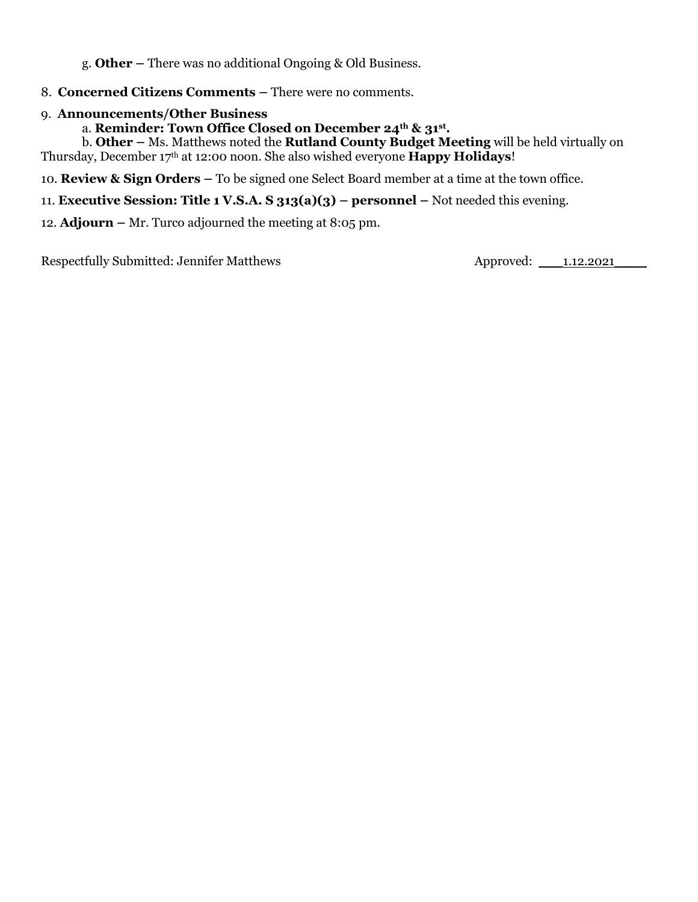g. **Other –** There was no additional Ongoing & Old Business.

8. **Concerned Citizens Comments –** There were no comments.

9. **Announcements/Other Business**

a. **Reminder: Town Office Closed on December 24th & 31st.**

b. **Other –** Ms. Matthews noted the **Rutland County Budget Meeting** will be held virtually on Thursday, December 17th at 12:00 noon. She also wished everyone **Happy Holidays**!

10. **Review & Sign Orders –** To be signed one Select Board member at a time at the town office.

11. **Executive Session: Title 1 V.S.A. S 313(a)(3) – personnel –** Not needed this evening.

12. **Adjourn –** Mr. Turco adjourned the meeting at 8:05 pm.

Respectfully Submitted: Jennifer Matthews

Approved: ___1.12.2021____